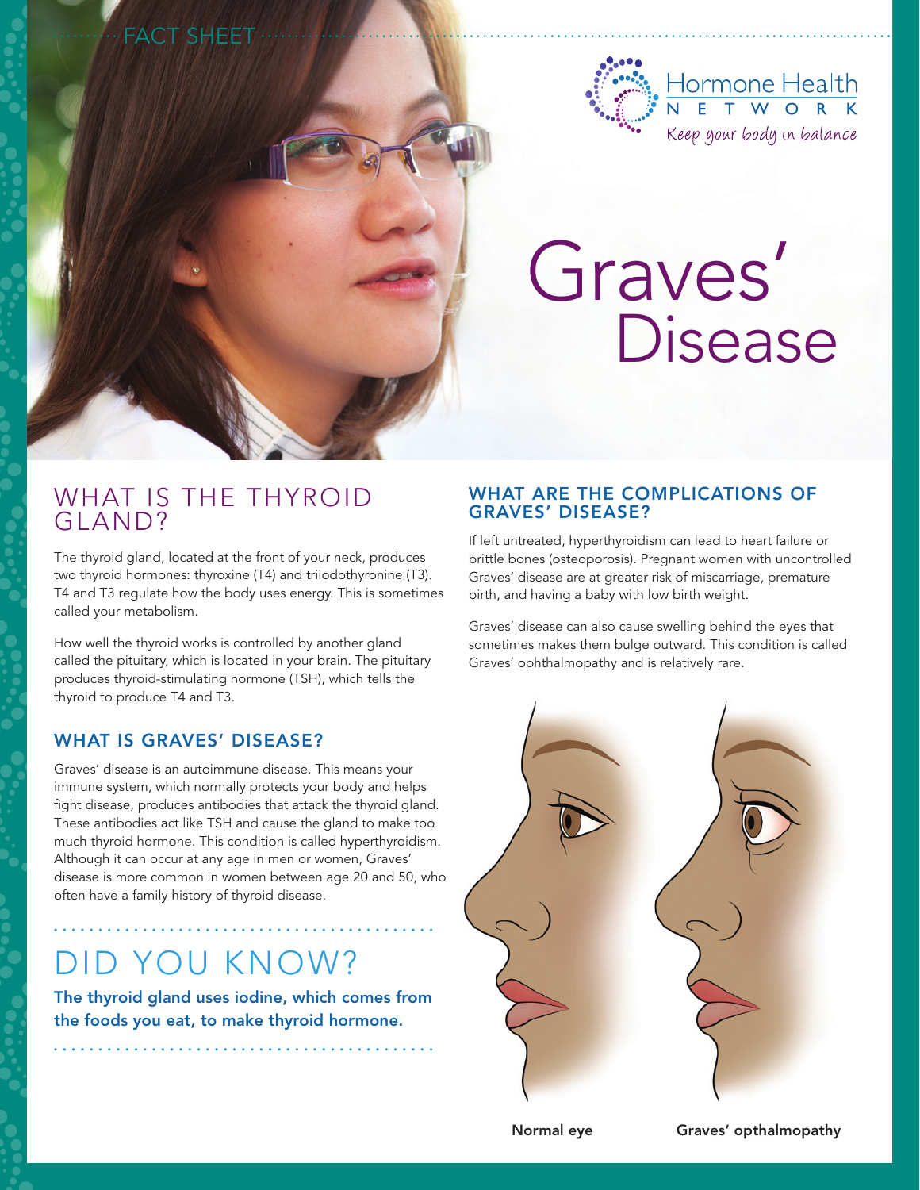FACT SHEET

Hormone Health NETWORK

*Keep your body in balance*

# Graves' Disease

## WHAT IS THE THYROID GLAND?

The thyroid gland, located at the front of your neck, produces two thyroid hormones: thyroxine (T4) and triiodothyronine (T3). T4 and T3 regulate how the body uses energy. This is sometimes called your metabolism.

How well the thyroid works is controlled by another gland called the pituitary, which is located in your brain. The pituitary produces thyroid-stimulating hormone (TSH), which tells the thyroid to produce T4 and T3.

### WHAT IS GRAVES' DISEASE?

Graves' disease is an autoimmune disease. This means your immune system, which normally protects your body and helps fight disease, produces antibodies that attack the thyroid gland. These antibodies act like TSH and cause the gland to make too much thyroid hormone. This condition is called hyperthyroidism. Although it can occur at any age in men or women, Graves' disease is more common in women between age 20 and 50, who often have a family history of thyroid disease.

## DID YOU KNOW?

**The thyroid gland uses iodine, which comes from the foods you eat, to make thyroid hormone.**

### WHAT ARE THE COMPLICATIONS OF GRAVES' DISEASE?

If left untreated, hyperthyroidism can lead to heart failure or brittle bones (osteoporosis). Pregnant women with uncontrolled Graves' disease are at greater risk of miscarriage, premature birth, and having a baby with low birth weight.

Graves' disease can also cause swelling behind the eyes that sometimes makes them bulge outward. This condition is called Graves' ophthalmopathy and is relatively rare.

**Normal eye** | **Graves' opthalmopathy**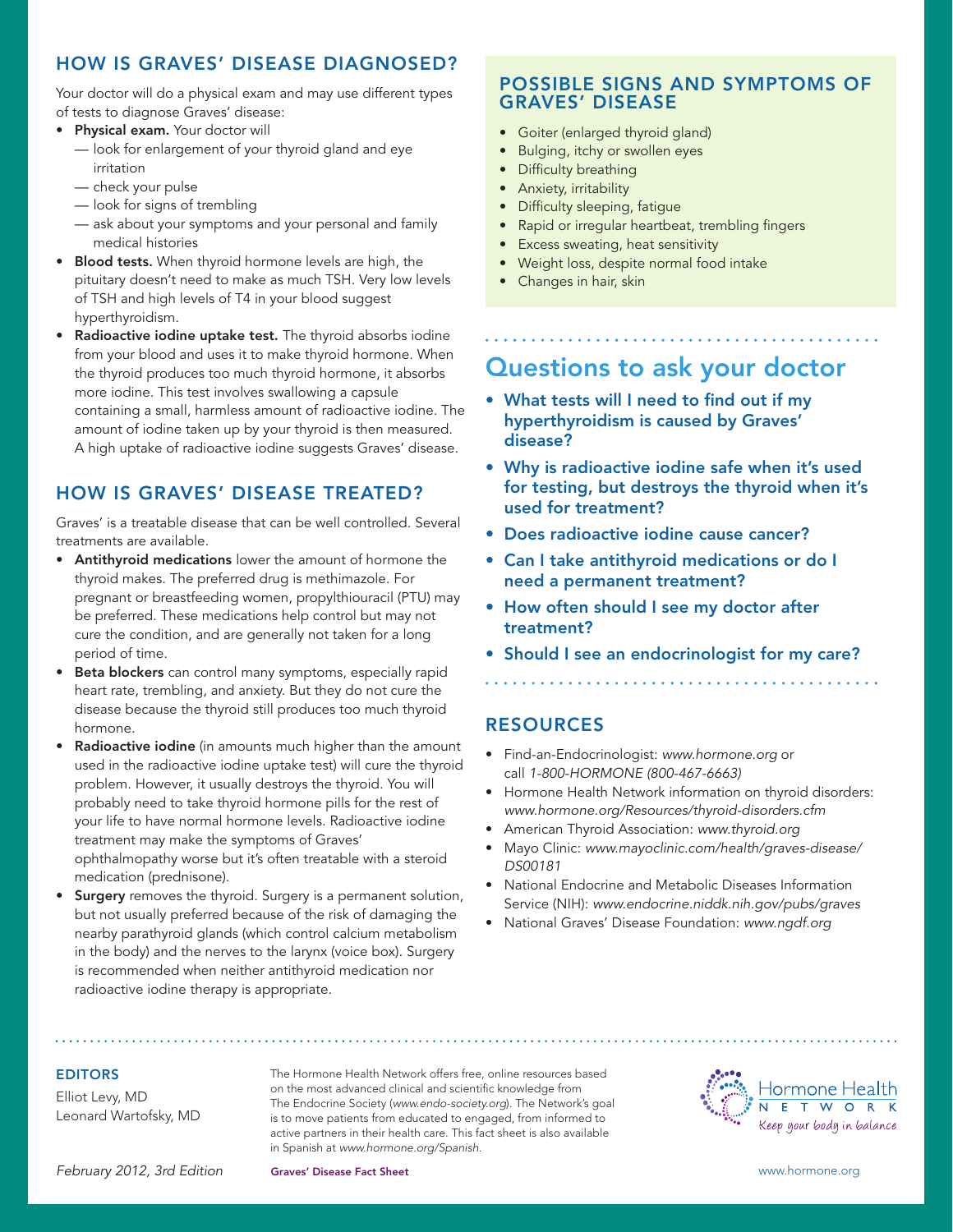## HOW IS GRAVES' DISEASE DIAGNOSED?

Your doctor will do a physical exam and may use different types of tests to diagnose Graves' disease:

- **Physical exam.** Your doctor will
  - — look for enlargement of your thyroid gland and eye irritation
  - — check your pulse
  - — look for signs of trembling
  - — ask about your symptoms and your personal and family medical histories
- **Blood tests.** When thyroid hormone levels are high, the pituitary doesn't need to make as much TSH. Very low levels of TSH and high levels of T4 in your blood suggest hyperthyroidism.
- **Radioactive iodine uptake test.** The thyroid absorbs iodine from your blood and uses it to make thyroid hormone. When the thyroid produces too much thyroid hormone, it absorbs more iodine. This test involves swallowing a capsule containing a small, harmless amount of radioactive iodine. The amount of iodine taken up by your thyroid is then measured. A high uptake of radioactive iodine suggests Graves' disease.

## HOW IS GRAVES' DISEASE TREATED?

Graves' is a treatable disease that can be well controlled. Several treatments are available.

- **Antithyroid medications** lower the amount of hormone the thyroid makes. The preferred drug is methimazole. For pregnant or breastfeeding women, propylthiouracil (PTU) may be preferred. These medications help control but may not cure the condition, and are generally not taken for a long period of time.
- **Beta blockers** can control many symptoms, especially rapid heart rate, trembling, and anxiety. But they do not cure the disease because the thyroid still produces too much thyroid hormone.
- **Radioactive iodine** (in amounts much higher than the amount used in the radioactive iodine uptake test) will cure the thyroid problem. However, it usually destroys the thyroid. You will probably need to take thyroid hormone pills for the rest of your life to have normal hormone levels. Radioactive iodine treatment may make the symptoms of Graves' ophthalmopathy worse but it's often treatable with a steroid medication (prednisone).
- **Surgery** removes the thyroid. Surgery is a permanent solution, but not usually preferred because of the risk of damaging the nearby parathyroid glands (which control calcium metabolism in the body) and the nerves to the larynx (voice box). Surgery is recommended when neither antithyroid medication nor radioactive iodine therapy is appropriate.

## POSSIBLE SIGNS AND SYMPTOMS OF GRAVES' DISEASE

- Goiter (enlarged thyroid gland)
- Bulging, itchy or swollen eyes
- Difficulty breathing
- Anxiety, irritability
- Difficulty sleeping, fatigue
- Rapid or irregular heartbeat, trembling fingers
- Excess sweating, heat sensitivity
- Weight loss, despite normal food intake
- Changes in hair, skin

# Questions to ask your doctor

- **What tests will I need to find out if my hyperthyroidism is caused by Graves' disease?**
- **Why is radioactive iodine safe when it's used for testing, but destroys the thyroid when it's used for treatment?**
- **Does radioactive iodine cause cancer?**
- **Can I take antithyroid medications or do I need a permanent treatment?**
- **How often should I see my doctor after treatment?**
- **Should I see an endocrinologist for my care?**

## RESOURCES

- Find-an-Endocrinologist: *www.hormone.org* or call *1-800-HORMONE (800-467-6663)*
- Hormone Health Network information on thyroid disorders: *www.hormone.org/Resources/thyroid-disorders.cfm*
- American Thyroid Association: *www.thyroid.org*
- Mayo Clinic: *www.mayoclinic.com/health/graves-disease/DS00181*
- National Endocrine and Metabolic Diseases Information Service (NIH): *www.endocrine.niddk.nih.gov/pubs/graves*
- National Graves' Disease Foundation: *www.ngdf.org*

**EDITORS**

Elliot Levy, MD
Leonard Wartofsky, MD

The Hormone Health Network offers free, online resources based on the most advanced clinical and scientific knowledge from The Endocrine Society (*www.endo-society.org*). The Network's goal is to move patients from educated to engaged, from informed to active partners in their health care. This fact sheet is also available in Spanish at *www.hormone.org/Spanish*.

Hormone Health Network — Keep your body in balance

*February 2012, 3rd Edition*

**Graves' Disease Fact Sheet**

www.hormone.org